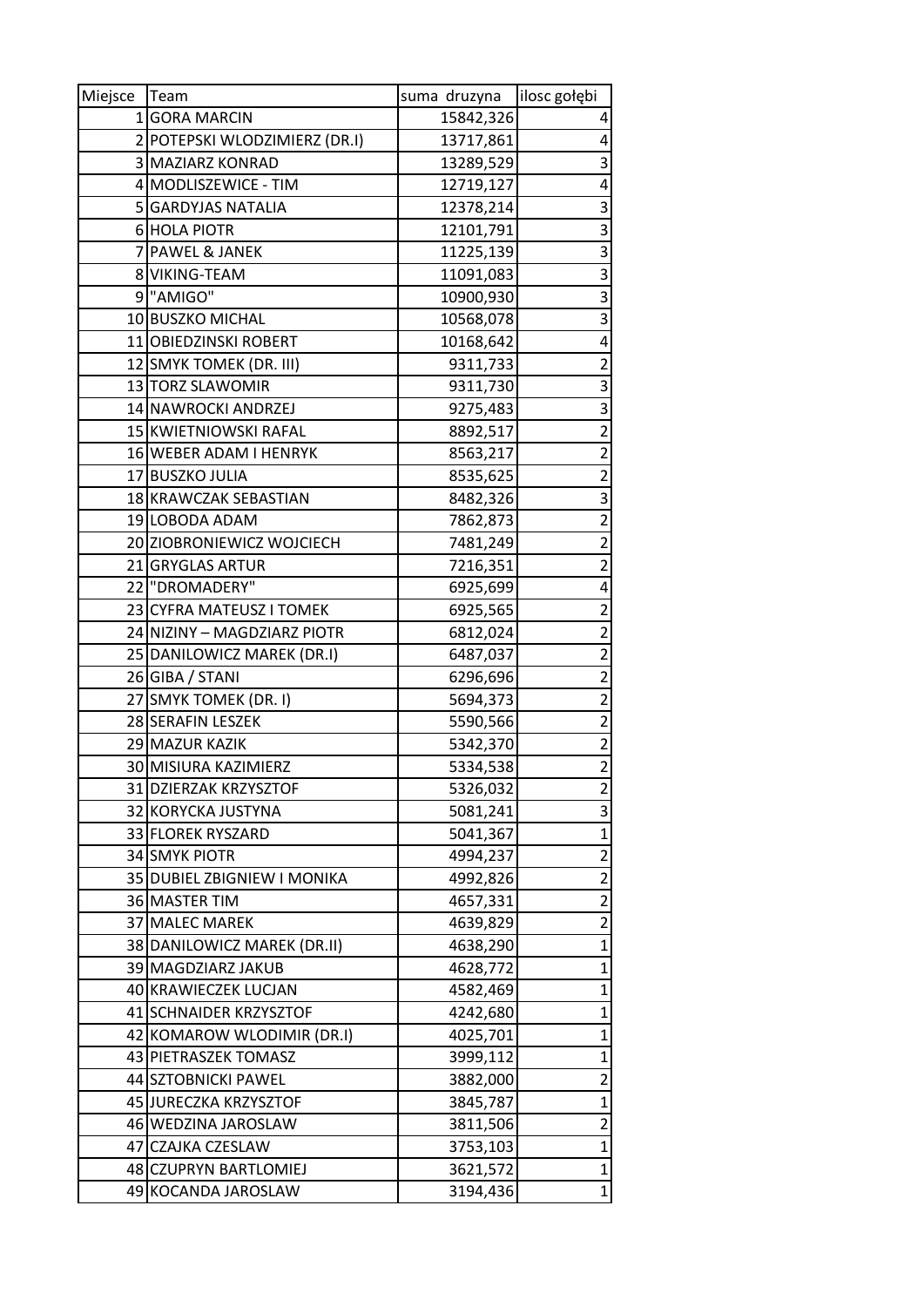| Miejsce | Team | suma druzyna | ilosc gołębi |
|---|---|---|---|
| 1 | GORA MARCIN | 15842,326 | 4 |
| 2 | POTEPSKI WLODZIMIERZ (DR.I) | 13717,861 | 4 |
| 3 | MAZIARZ KONRAD | 13289,529 | 3 |
| 4 | MODLISZEWICE - TIM | 12719,127 | 4 |
| 5 | GARDYJAS NATALIA | 12378,214 | 3 |
| 6 | HOLA PIOTR | 12101,791 | 3 |
| 7 | PAWEL & JANEK | 11225,139 | 3 |
| 8 | VIKING-TEAM | 11091,083 | 3 |
| 9 | "AMIGO" | 10900,930 | 3 |
| 10 | BUSZKO MICHAL | 10568,078 | 3 |
| 11 | OBIEDZINSKI ROBERT | 10168,642 | 4 |
| 12 | SMYK TOMEK (DR. III) | 9311,733 | 2 |
| 13 | TORZ SLAWOMIR | 9311,730 | 3 |
| 14 | NAWROCKI ANDRZEJ | 9275,483 | 3 |
| 15 | KWIETNIOWSKI RAFAL | 8892,517 | 2 |
| 16 | WEBER ADAM I HENRYK | 8563,217 | 2 |
| 17 | BUSZKO JULIA | 8535,625 | 2 |
| 18 | KRAWCZAK SEBASTIAN | 8482,326 | 3 |
| 19 | LOBODA ADAM | 7862,873 | 2 |
| 20 | ZIOBRONIEWICZ WOJCIECH | 7481,249 | 2 |
| 21 | GRYGLAS ARTUR | 7216,351 | 2 |
| 22 | "DROMADERY" | 6925,699 | 4 |
| 23 | CYFRA MATEUSZ I TOMEK | 6925,565 | 2 |
| 24 | NIZINY – MAGDZIARZ PIOTR | 6812,024 | 2 |
| 25 | DANILOWICZ MAREK (DR.I) | 6487,037 | 2 |
| 26 | GIBA / STANI | 6296,696 | 2 |
| 27 | SMYK TOMEK (DR. I) | 5694,373 | 2 |
| 28 | SERAFIN LESZEK | 5590,566 | 2 |
| 29 | MAZUR KAZIK | 5342,370 | 2 |
| 30 | MISIURA KAZIMIERZ | 5334,538 | 2 |
| 31 | DZIERZAK KRZYSZTOF | 5326,032 | 2 |
| 32 | KORYCKA JUSTYNA | 5081,241 | 3 |
| 33 | FLOREK RYSZARD | 5041,367 | 1 |
| 34 | SMYK PIOTR | 4994,237 | 2 |
| 35 | DUBIEL ZBIGNIEW I MONIKA | 4992,826 | 2 |
| 36 | MASTER TIM | 4657,331 | 2 |
| 37 | MALEC MAREK | 4639,829 | 2 |
| 38 | DANILOWICZ MAREK (DR.II) | 4638,290 | 1 |
| 39 | MAGDZIARZ JAKUB | 4628,772 | 1 |
| 40 | KRAWIECZEK LUCJAN | 4582,469 | 1 |
| 41 | SCHNAIDER KRZYSZTOF | 4242,680 | 1 |
| 42 | KOMAROW WLODIMIR (DR.I) | 4025,701 | 1 |
| 43 | PIETRASZEK TOMASZ | 3999,112 | 1 |
| 44 | SZTOBNICKI PAWEL | 3882,000 | 2 |
| 45 | JURECZKA KRZYSZTOF | 3845,787 | 1 |
| 46 | WEDZINA JAROSLAW | 3811,506 | 2 |
| 47 | CZAJKA CZESLAW | 3753,103 | 1 |
| 48 | CZUPRYN BARTLOMIEJ | 3621,572 | 1 |
| 49 | KOCANDA JAROSLAW | 3194,436 | 1 |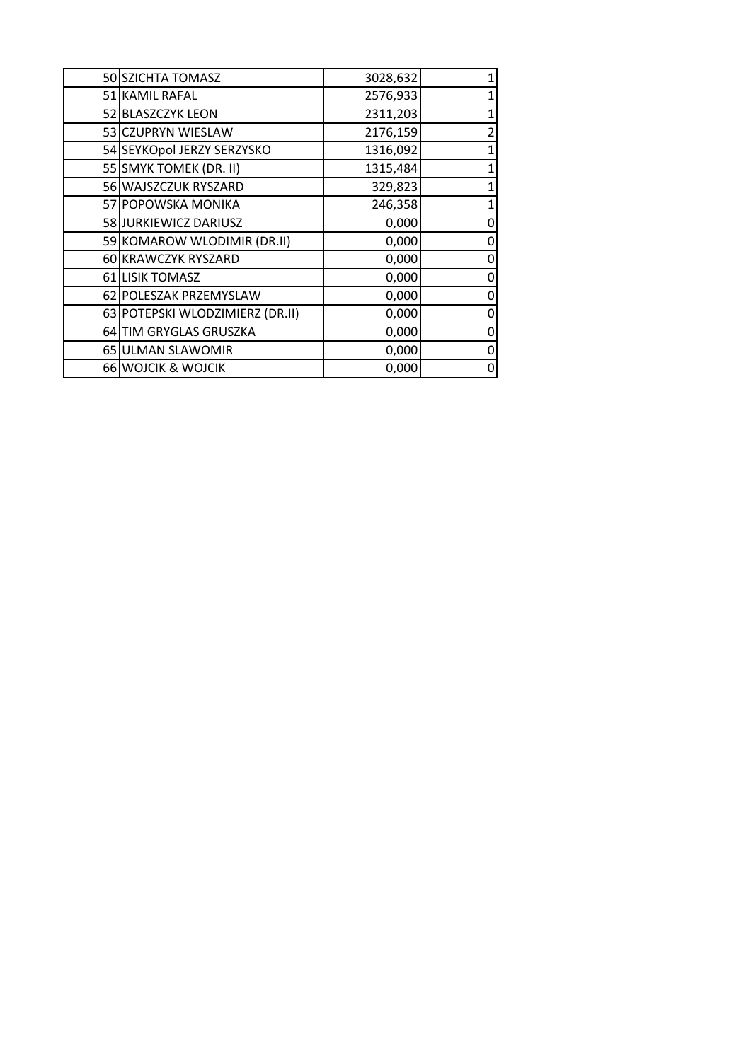| | | | |
|---|---|---|---|
| 50 | SZICHTA TOMASZ | 3028,632 | 1 |
| 51 | KAMIL RAFAL | 2576,933 | 1 |
| 52 | BLASZCZYK LEON | 2311,203 | 1 |
| 53 | CZUPRYN WIESLAW | 2176,159 | 2 |
| 54 | SEYKOpol JERZY SERZYSKO | 1316,092 | 1 |
| 55 | SMYK TOMEK (DR. II) | 1315,484 | 1 |
| 56 | WAJSZCZUK RYSZARD | 329,823 | 1 |
| 57 | POPOWSKA MONIKA | 246,358 | 1 |
| 58 | JURKIEWICZ DARIUSZ | 0,000 | 0 |
| 59 | KOMAROW WLODIMIR (DR.II) | 0,000 | 0 |
| 60 | KRAWCZYK RYSZARD | 0,000 | 0 |
| 61 | LISIK TOMASZ | 0,000 | 0 |
| 62 | POLESZAK PRZEMYSLAW | 0,000 | 0 |
| 63 | POTEPSKI WLODZIMIERZ (DR.II) | 0,000 | 0 |
| 64 | TIM GRYGLAS GRUSZKA | 0,000 | 0 |
| 65 | ULMAN SLAWOMIR | 0,000 | 0 |
| 66 | WOJCIK & WOJCIK | 0,000 | 0 |